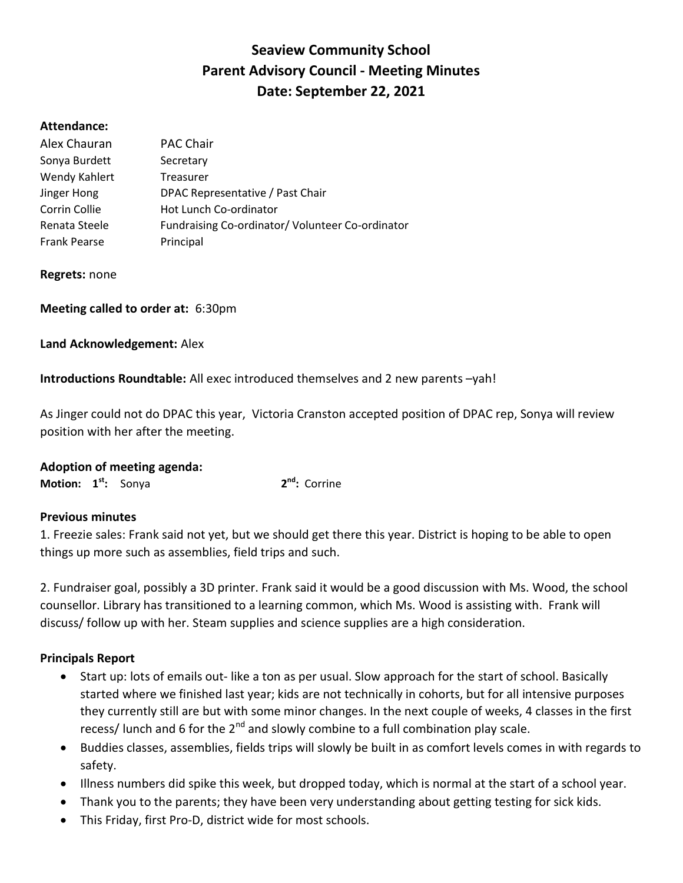# Seaview Community School
## Parent Advisory Council - Meeting Minutes
### Date: September 22, 2021

**Attendance:**

| | |
|---|---|
| Alex Chauran | PAC Chair |
| Sonya Burdett | Secretary |
| Wendy Kahlert | Treasurer |
| Jinger Hong | DPAC Representative / Past Chair |
| Corrin Collie | Hot Lunch Co-ordinator |
| Renata Steele | Fundraising Co-ordinator/ Volunteer Co-ordinator |
| Frank Pearse | Principal |

**Regrets:** none

**Meeting called to order at:** 6:30pm

**Land Acknowledgement:** Alex

**Introductions Roundtable:** All exec introduced themselves and 2 new parents –yah!

As Jinger could not do DPAC this year, Victoria Cranston accepted position of DPAC rep, Sonya will review position with her after the meeting.

**Adoption of meeting agenda:**

**Motion: 1st:** Sonya **2nd:** Corrine

**Previous minutes**

1. Freezie sales: Frank said not yet, but we should get there this year. District is hoping to be able to open things up more such as assemblies, field trips and such.

2. Fundraiser goal, possibly a 3D printer. Frank said it would be a good discussion with Ms. Wood, the school counsellor. Library has transitioned to a learning common, which Ms. Wood is assisting with. Frank will discuss/ follow up with her. Steam supplies and science supplies are a high consideration.

**Principals Report**

- Start up: lots of emails out- like a ton as per usual. Slow approach for the start of school. Basically started where we finished last year; kids are not technically in cohorts, but for all intensive purposes they currently still are but with some minor changes. In the next couple of weeks, 4 classes in the first recess/ lunch and 6 for the 2nd and slowly combine to a full combination play scale.
- Buddies classes, assemblies, fields trips will slowly be built in as comfort levels comes in with regards to safety.
- Illness numbers did spike this week, but dropped today, which is normal at the start of a school year.
- Thank you to the parents; they have been very understanding about getting testing for sick kids.
- This Friday, first Pro-D, district wide for most schools.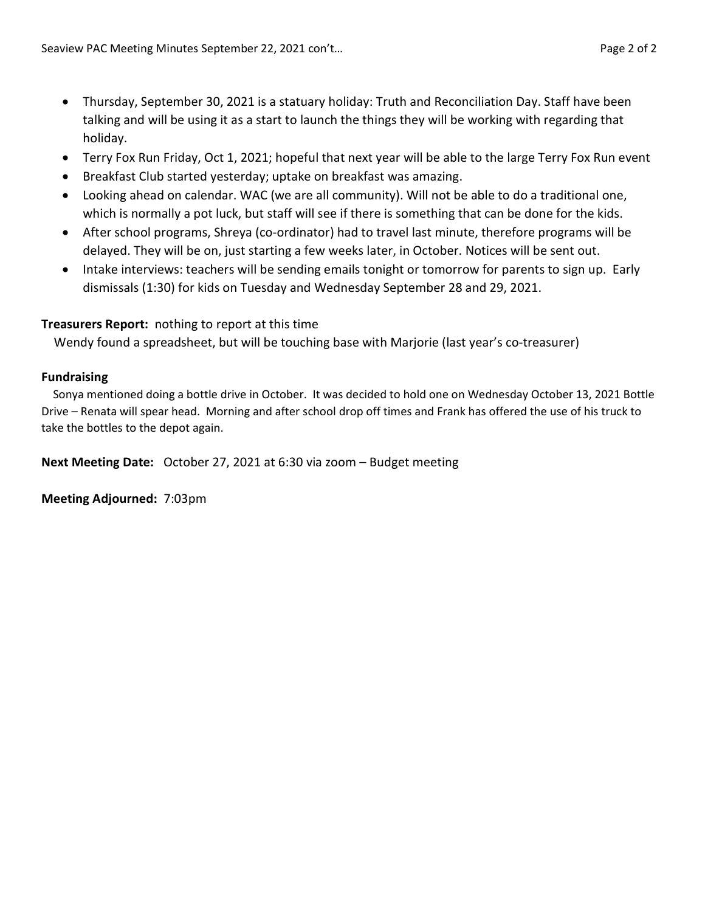- Thursday, September 30, 2021 is a statuary holiday: Truth and Reconciliation Day. Staff have been talking and will be using it as a start to launch the things they will be working with regarding that holiday.
- Terry Fox Run Friday, Oct 1, 2021; hopeful that next year will be able to the large Terry Fox Run event
- Breakfast Club started yesterday; uptake on breakfast was amazing.
- Looking ahead on calendar. WAC (we are all community). Will not be able to do a traditional one, which is normally a pot luck, but staff will see if there is something that can be done for the kids.
- After school programs, Shreya (co-ordinator) had to travel last minute, therefore programs will be delayed. They will be on, just starting a few weeks later, in October. Notices will be sent out.
- Intake interviews: teachers will be sending emails tonight or tomorrow for parents to sign up. Early dismissals (1:30) for kids on Tuesday and Wednesday September 28 and 29, 2021.

**Treasurers Report:** nothing to report at this time

Wendy found a spreadsheet, but will be touching base with Marjorie (last year's co-treasurer)

**Fundraising**

Sonya mentioned doing a bottle drive in October. It was decided to hold one on Wednesday October 13, 2021 Bottle Drive – Renata will spear head. Morning and after school drop off times and Frank has offered the use of his truck to take the bottles to the depot again.

**Next Meeting Date:** October 27, 2021 at 6:30 via zoom – Budget meeting

**Meeting Adjourned:** 7:03pm